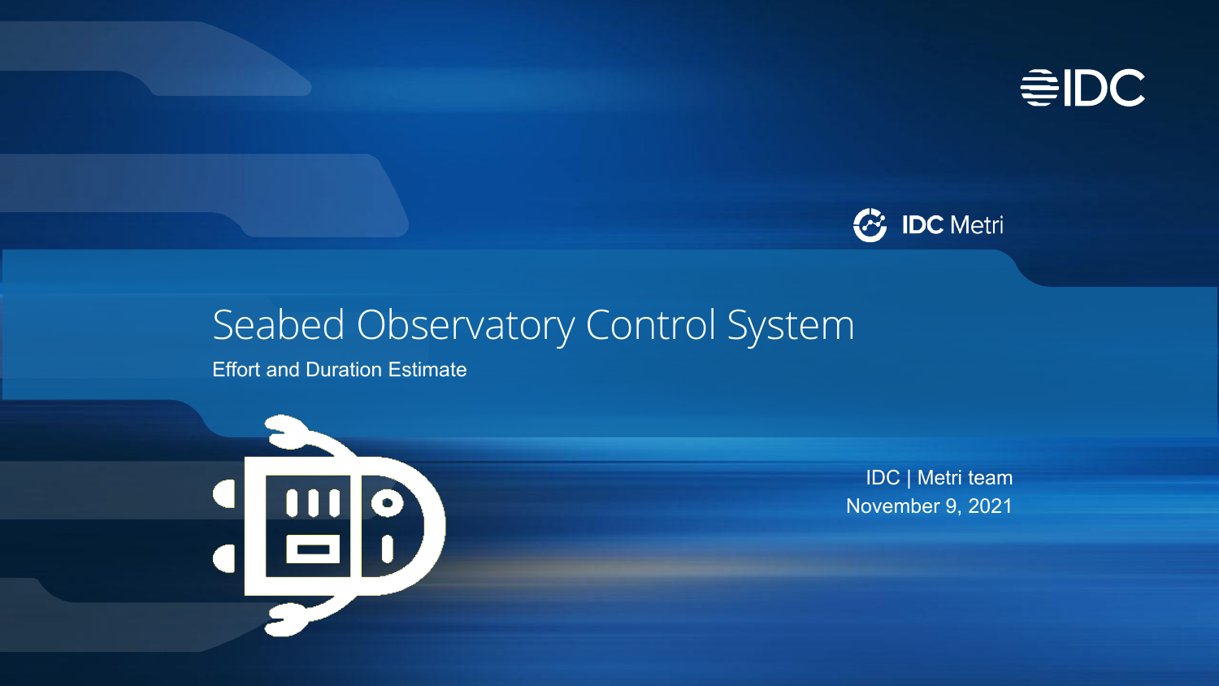IDC

IDC Metri

# Seabed Observatory Control System

Effort and Duration Estimate

IDC | Metri team

November 9, 2021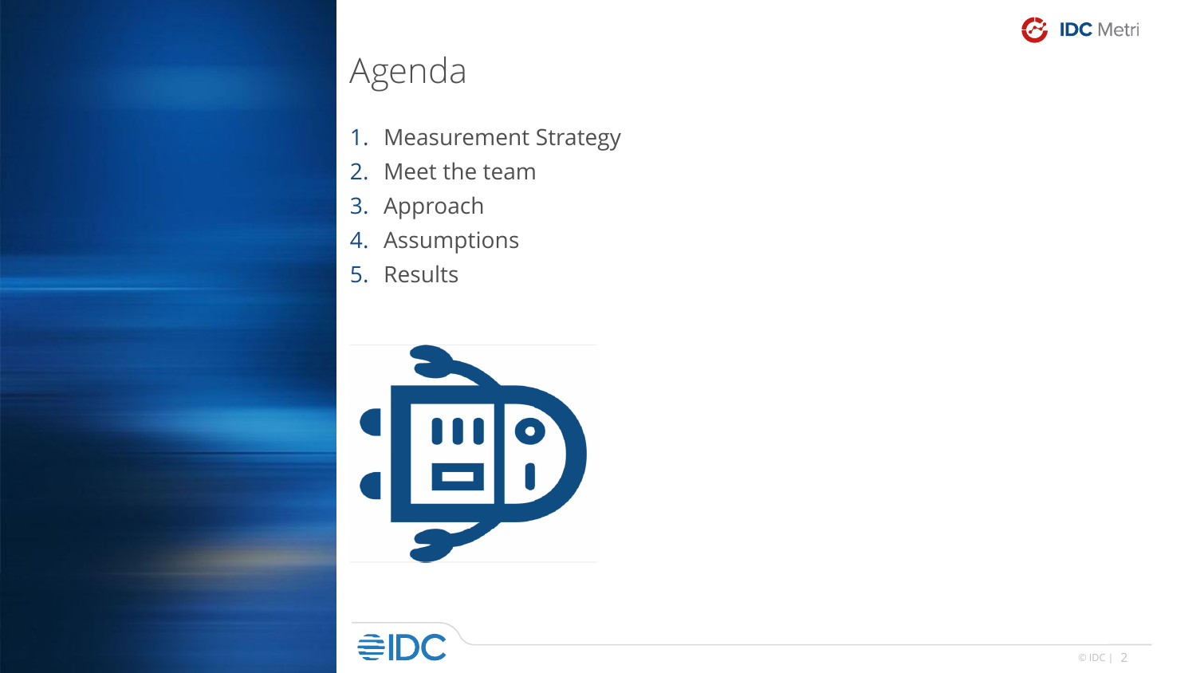# Agenda

1. Measurement Strategy
2. Meet the team
3. Approach
4. Assumptions
5. Results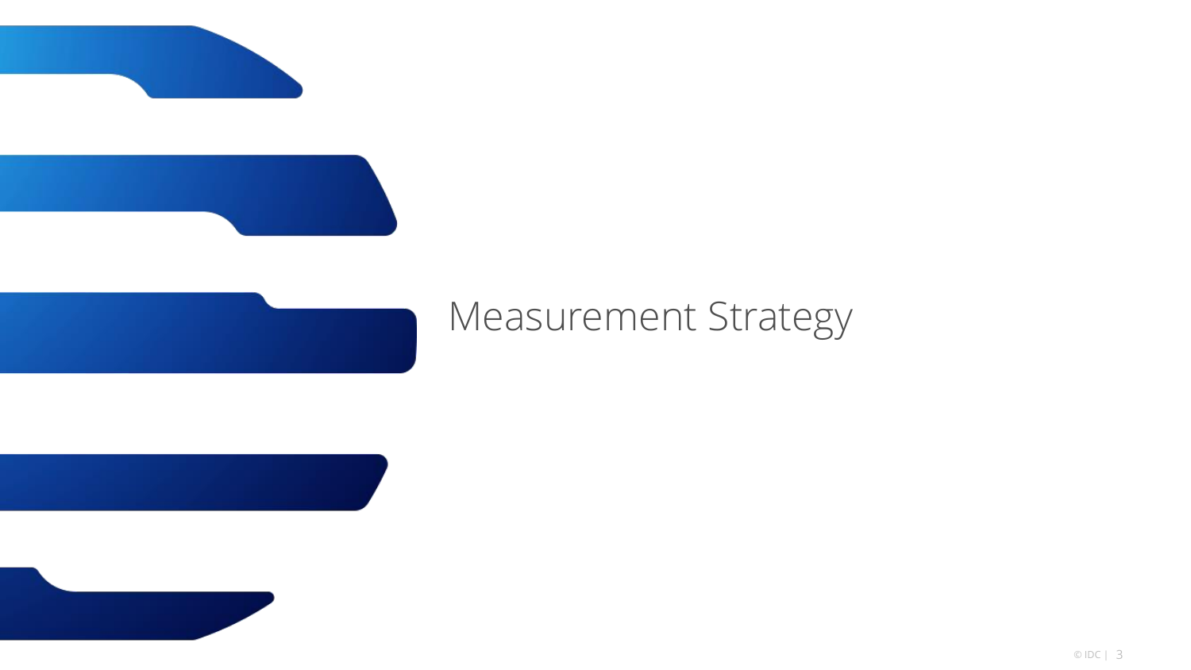# Measurement Strategy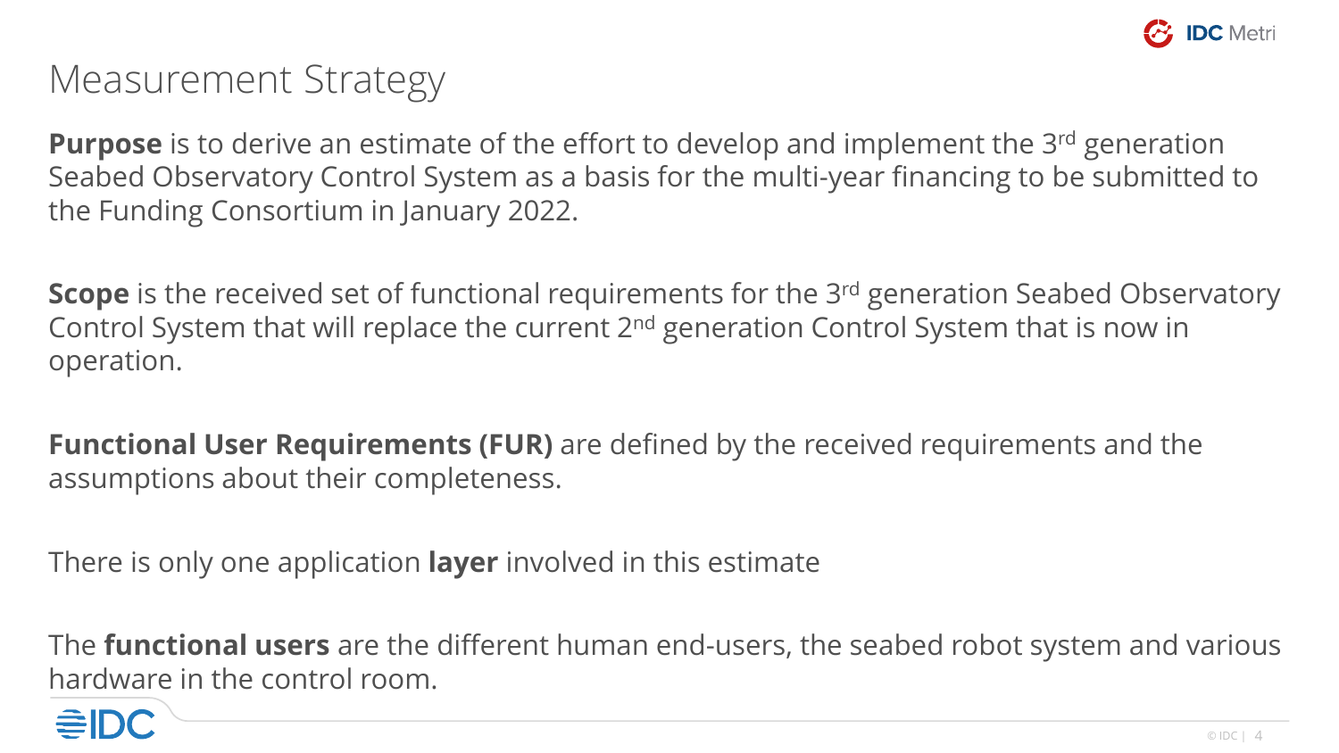# Measurement Strategy

**Purpose** is to derive an estimate of the effort to develop and implement the 3rd generation Seabed Observatory Control System as a basis for the multi-year financing to be submitted to the Funding Consortium in January 2022.

**Scope** is the received set of functional requirements for the 3rd generation Seabed Observatory Control System that will replace the current 2nd generation Control System that is now in operation.

**Functional User Requirements (FUR)** are defined by the received requirements and the assumptions about their completeness.

There is only one application **layer** involved in this estimate

The **functional users** are the different human end-users, the seabed robot system and various hardware in the control room.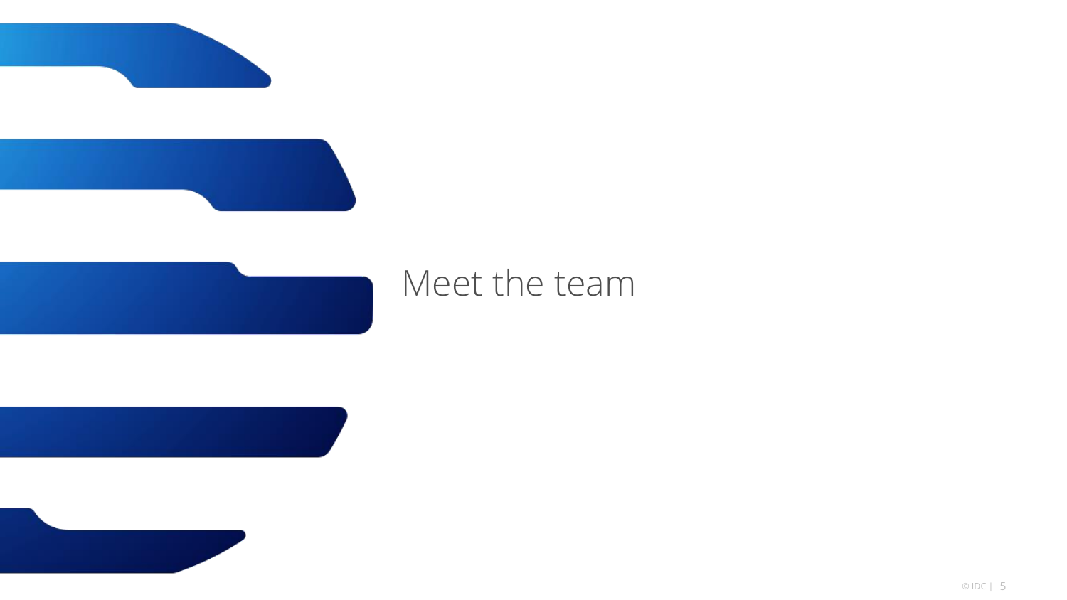# Meet the team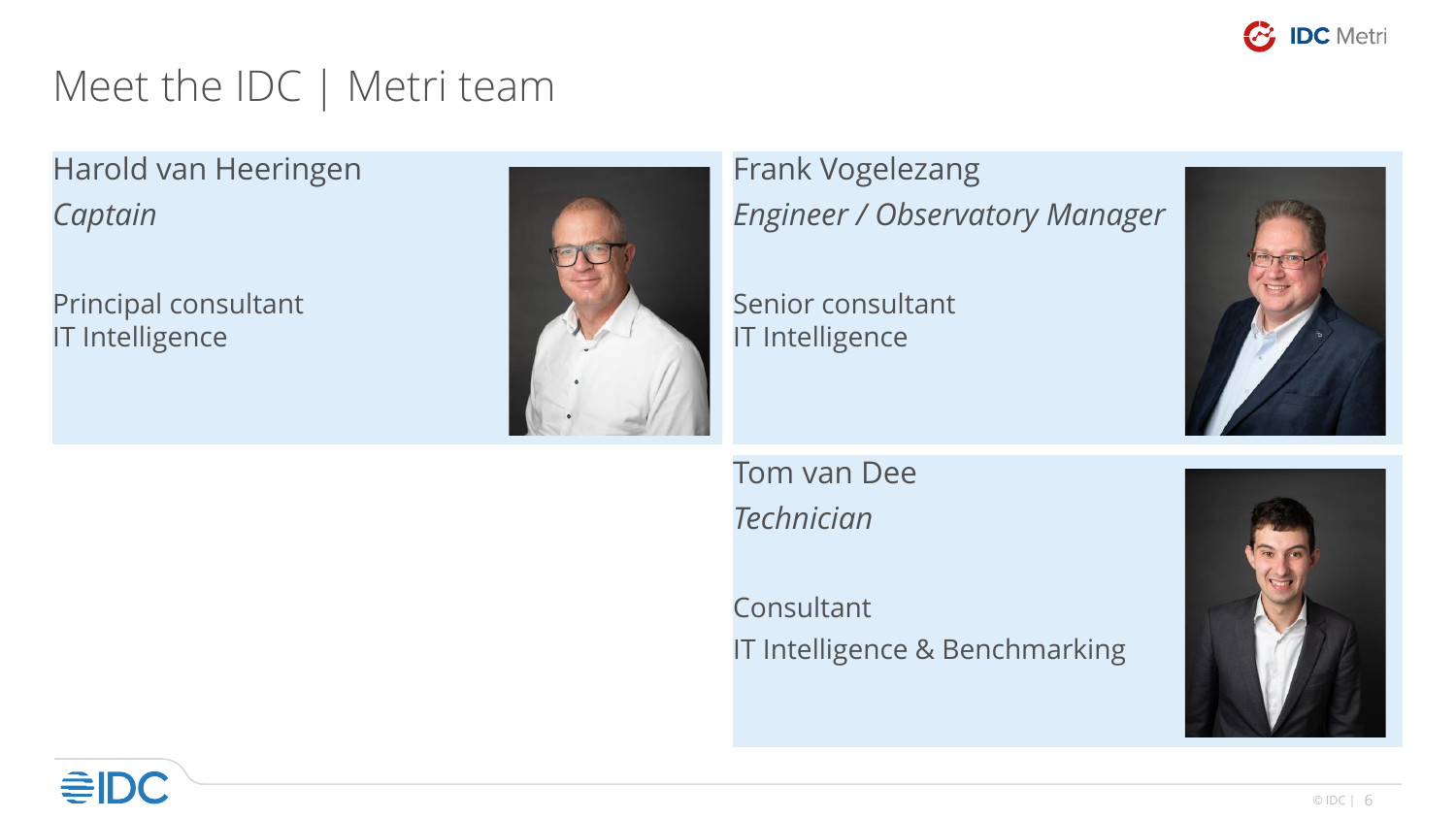# Meet the IDC | Metri team

## Harold van Heeringen

*Captain*

Principal consultant
IT Intelligence

## Frank Vogelezang

*Engineer / Observatory Manager*

Senior consultant
IT Intelligence

## Tom van Dee

*Technician*

Consultant

IT Intelligence & Benchmarking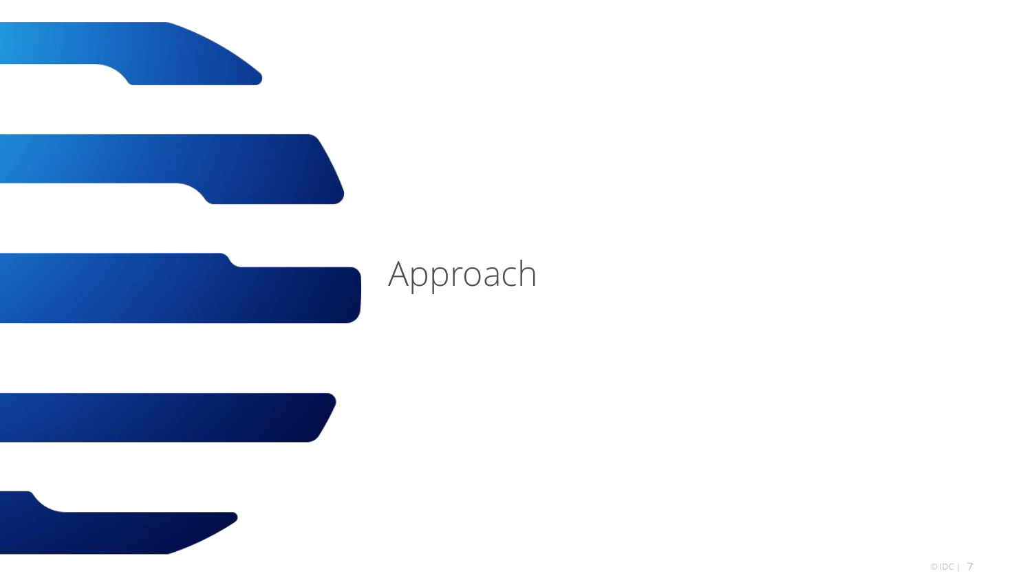# Approach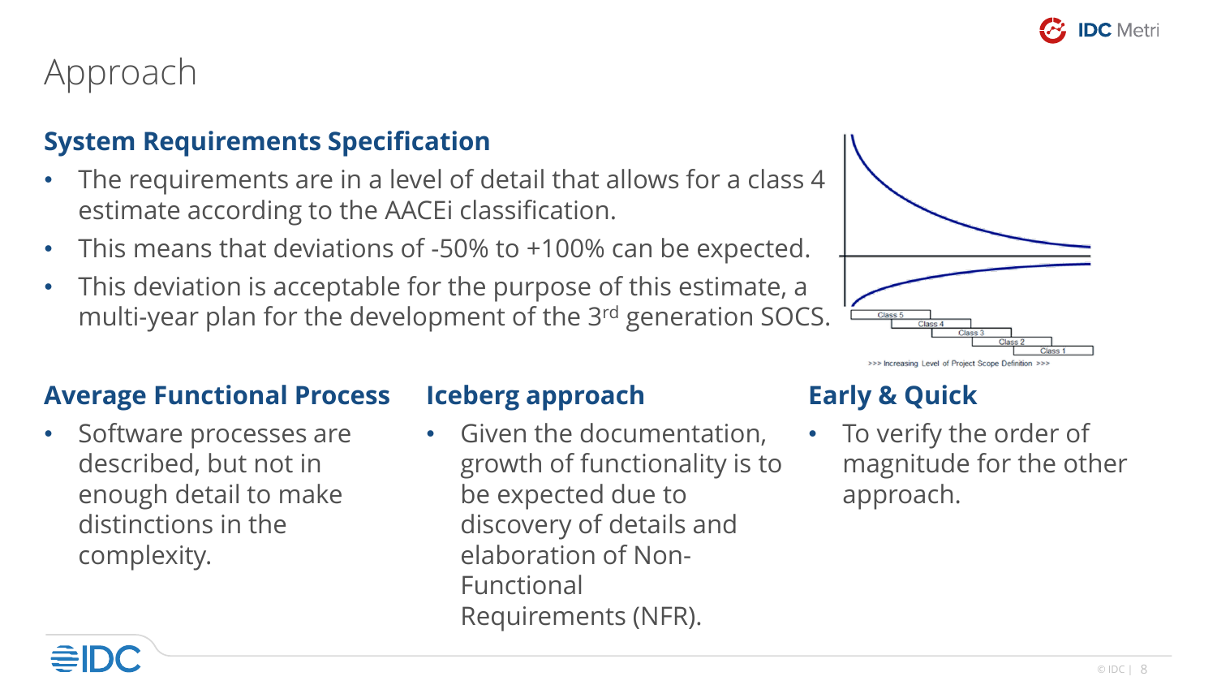# Approach

## System Requirements Specification

- The requirements are in a level of detail that allows for a class 4 estimate according to the AACEi classification.
- This means that deviations of -50% to +100% can be expected.
- This deviation is acceptable for the purpose of this estimate, a multi-year plan for the development of the 3rd generation SOCS.

Class 5
Class 4
Class 3
Class 2
Class 1

>>> Increasing Level of Project Scope Definition >>>

## Average Functional Process

- Software processes are described, but not in enough detail to make distinctions in the complexity.

## Iceberg approach

- Given the documentation, growth of functionality is to be expected due to discovery of details and elaboration of Non-Functional Requirements (NFR).

## Early & Quick

- To verify the order of magnitude for the other approach.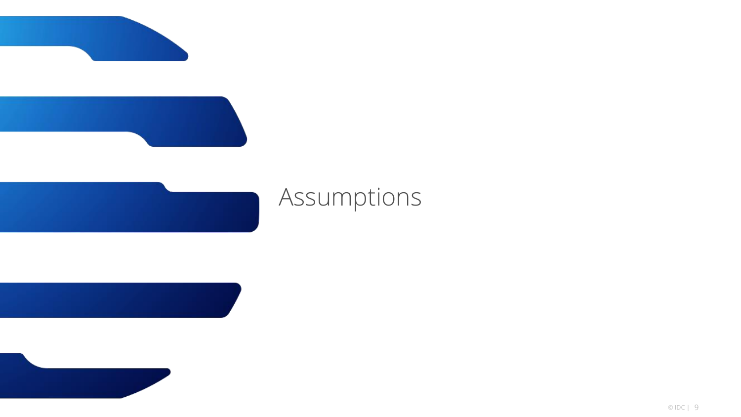# Assumptions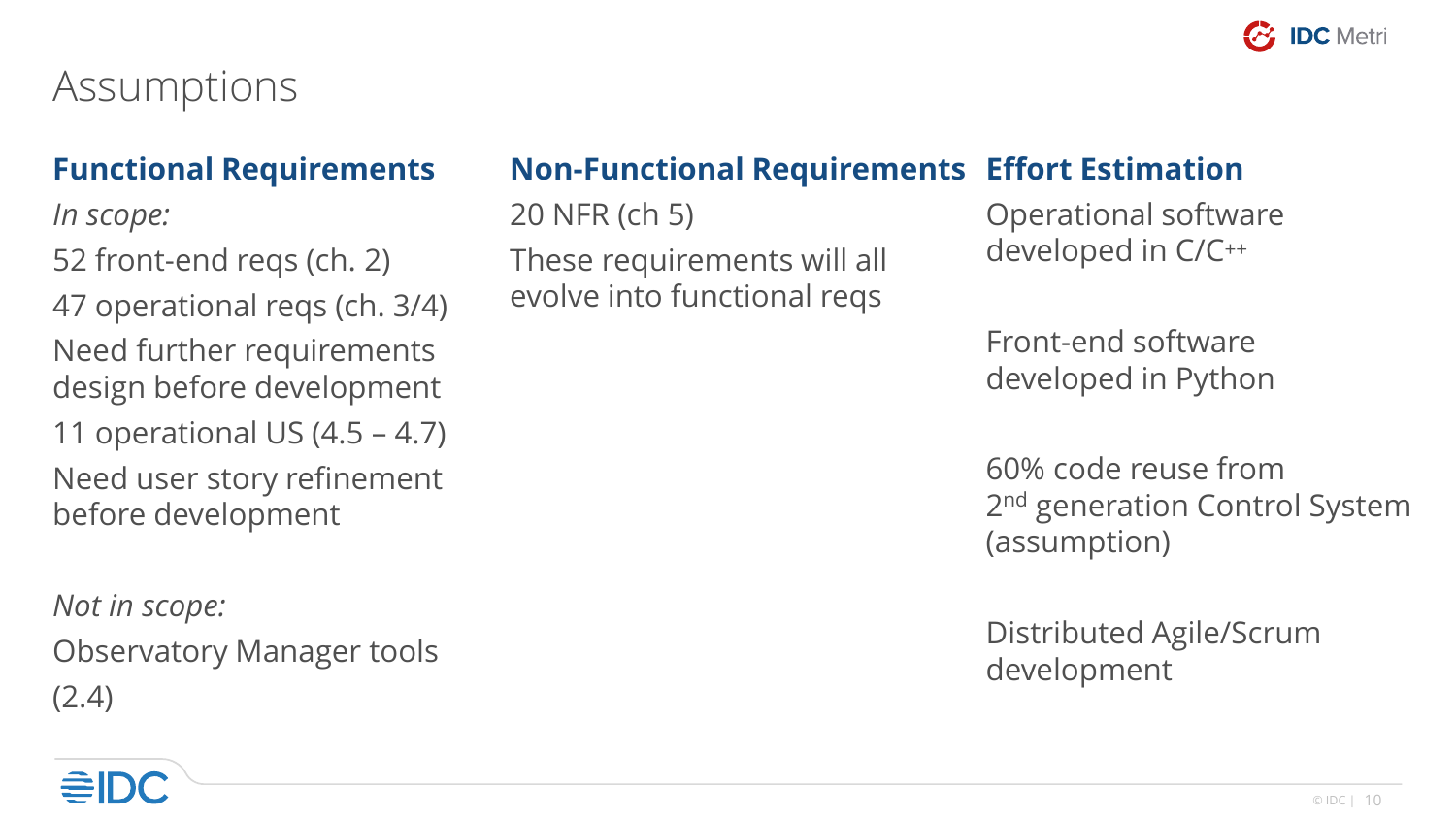# Assumptions

### Functional Requirements

*In scope:*

52 front-end reqs (ch. 2)

47 operational reqs (ch. 3/4)

Need further requirements design before development

11 operational US (4.5 – 4.7)

Need user story refinement before development

*Not in scope:*

Observatory Manager tools (2.4)

### Non-Functional Requirements

20 NFR (ch 5)

These requirements will all evolve into functional reqs

### Effort Estimation

Operational software developed in C/C++

Front-end software developed in Python

60% code reuse from 2nd generation Control System (assumption)

Distributed Agile/Scrum development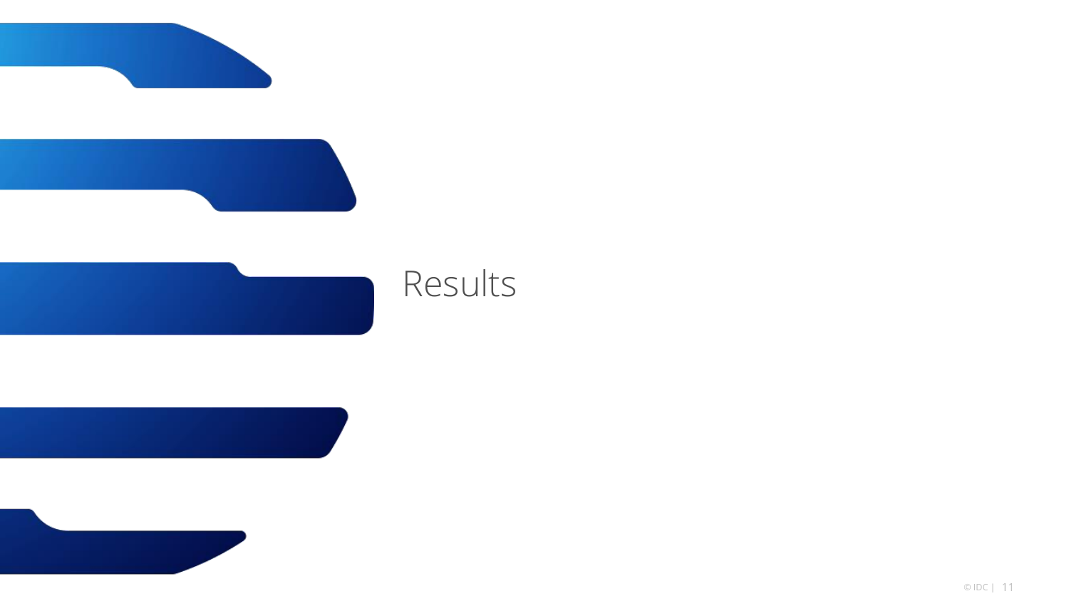# Results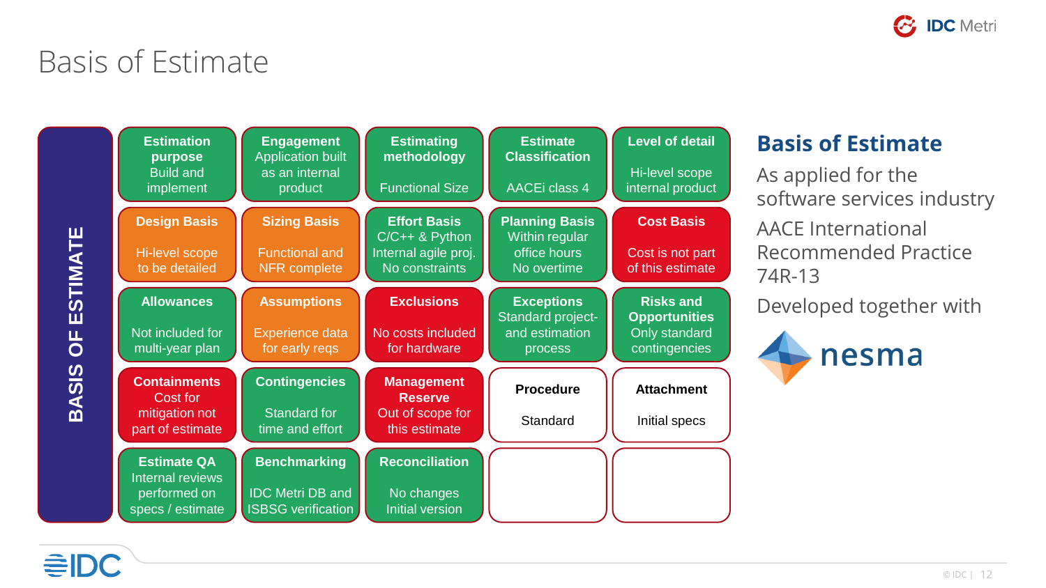# Basis of Estimate

**BASIS OF ESTIMATE**

| | | | | |
|---|---|---|---|---|
| **Estimation purpose** Build and implement | **Engagement** Application built as an internal product | **Estimating methodology** Functional Size | **Estimate Classification** AACEi class 4 | **Level of detail** Hi-level scope internal product |
| **Design Basis** Hi-level scope to be detailed | **Sizing Basis** Functional and NFR complete | **Effort Basis** C/C++ & Python Internal agile proj. No constraints | **Planning Basis** Within regular office hours No overtime | **Cost Basis** Cost is not part of this estimate |
| **Allowances** Not included for multi-year plan | **Assumptions** Experience data for early reqs | **Exclusions** No costs included for hardware | **Exceptions** Standard project- and estimation process | **Risks and Opportunities** Only standard contingencies |
| **Containments** Cost for mitigation not part of estimate | **Contingencies** Standard for time and effort | **Management Reserve** Out of scope for this estimate | **Procedure** Standard | **Attachment** Initial specs |
| **Estimate QA** Internal reviews performed on specs / estimate | **Benchmarking** IDC Metri DB and ISBSG verification | **Reconciliation** No changes Initial version | | |

## Basis of Estimate

As applied for the software services industry

AACE International Recommended Practice 74R-13

Developed together with nesma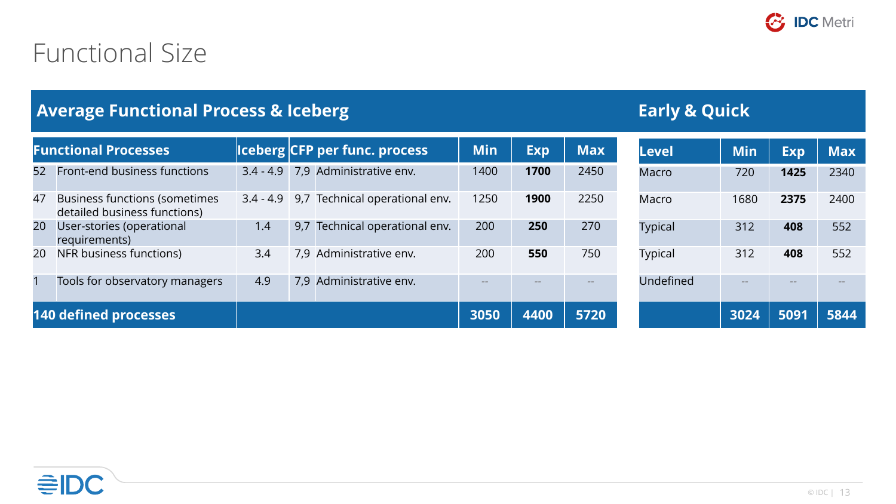# Functional Size

## Average Functional Process & Iceberg

| Functional Processes | | Iceberg | CFP per func. process | | Min | Exp | Max |
|---|---|---|---|---|---|---|---|
| 52 | Front-end business functions | 3.4 - 4.9 | 7,9 | Administrative env. | 1400 | **1700** | 2450 |
| 47 | Business functions (sometimes detailed business functions) | 3.4 - 4.9 | 9,7 | Technical operational env. | 1250 | **1900** | 2250 |
| 20 | User-stories (operational requirements) | 1.4 | 9,7 | Technical operational env. | 200 | **250** | 270 |
| 20 | NFR business functions) | 3.4 | 7,9 | Administrative env. | 200 | **550** | 750 |
| 1 | Tools for observatory managers | 4.9 | 7,9 | Administrative env. | -- | -- | -- |
| **140 defined processes** | | | | | **3050** | **4400** | **5720** |

## Early & Quick

| Level | Min | Exp | Max |
|---|---|---|---|
| Macro | 720 | **1425** | 2340 |
| Macro | 1680 | **2375** | 2400 |
| Typical | 312 | **408** | 552 |
| Typical | 312 | **408** | 552 |
| Undefined | -- | -- | -- |
| | **3024** | **5091** | **5844** |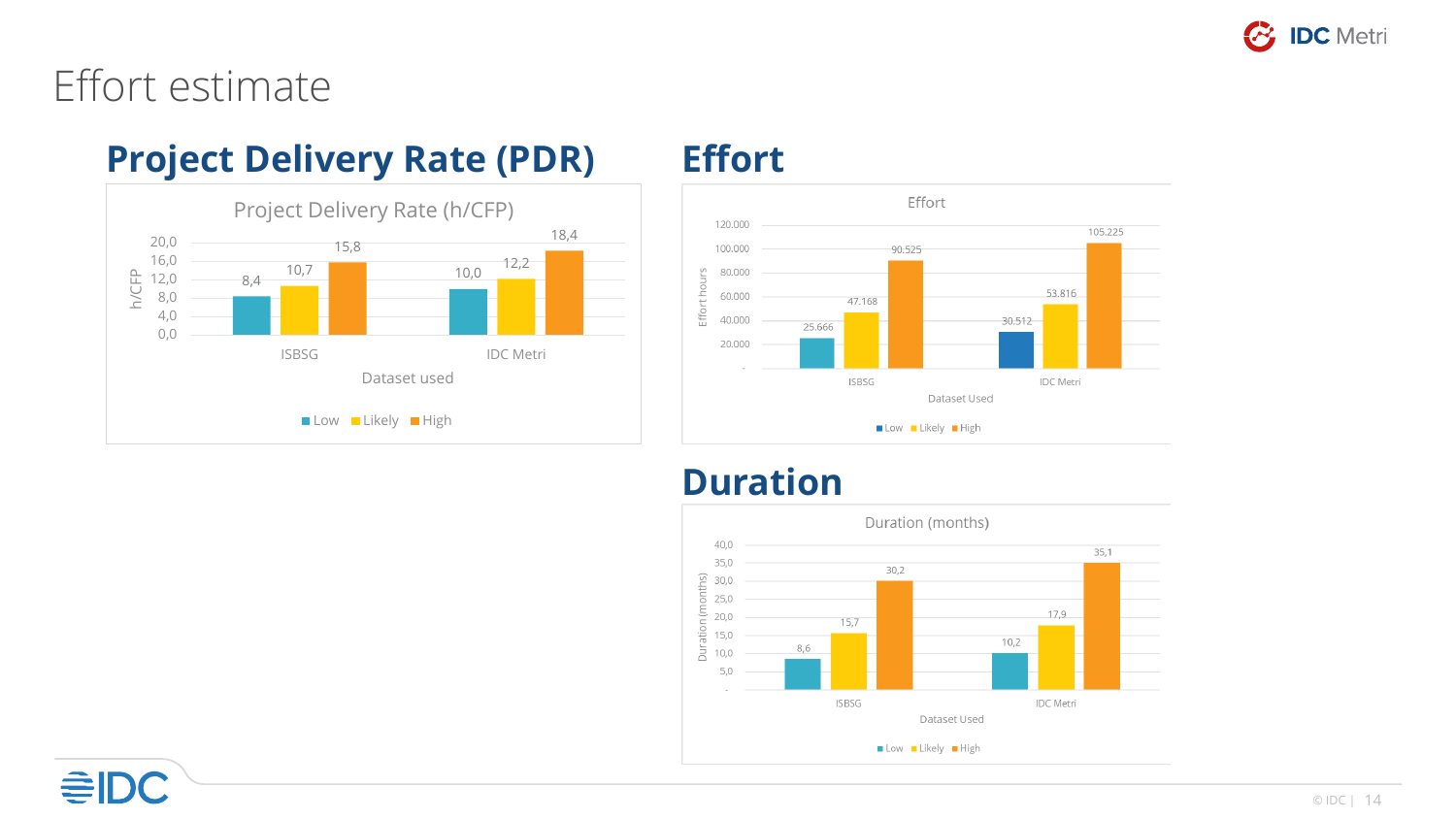# Effort estimate

## Project Delivery Rate (PDR)

Project Delivery Rate (h/CFP)

| Dataset used | Low | Likely | High |
|---|---|---|---|
| ISBSG | 8,4 | 10,7 | 15,8 |
| IDC Metri | 10,0 | 12,2 | 18,4 |

## Effort

Effort (Effort hours)

| Dataset Used | Low | Likely | High |
|---|---|---|---|
| ISBSG | 25.666 | 47.168 | 90.525 |
| IDC Metri | 30.512 | 53.816 | 105.225 |

## Duration

Duration (months)

| Dataset Used | Low | Likely | High |
|---|---|---|---|
| ISBSG | 8,6 | 15,7 | 30,2 |
| IDC Metri | 10,2 | 17,9 | 35,1 |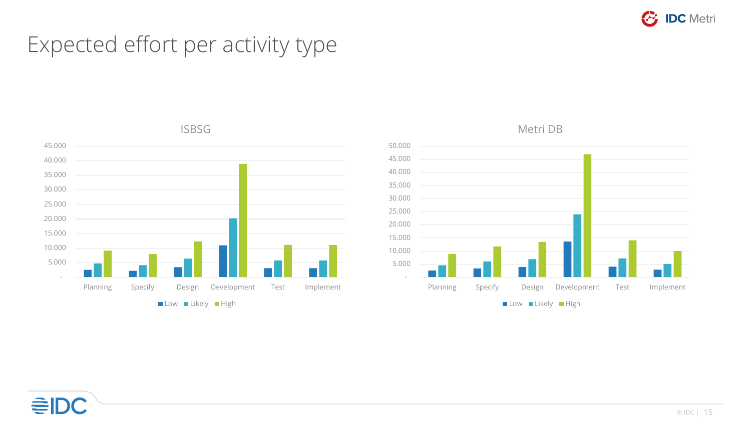# Expected effort per activity type

## ISBSG

45.000
40.000
35.000
30.000
25.000
20.000
15.000
10.000
5.000
-

Planning | Specify | Design | Development | Test | Implement

Low | Likely | High

## Metri DB

50.000
45.000
40.000
35.000
30.000
25.000
20.000
15.000
10.000
5.000
-

Planning | Specify | Design | Development | Test | Implement

Low | Likely | High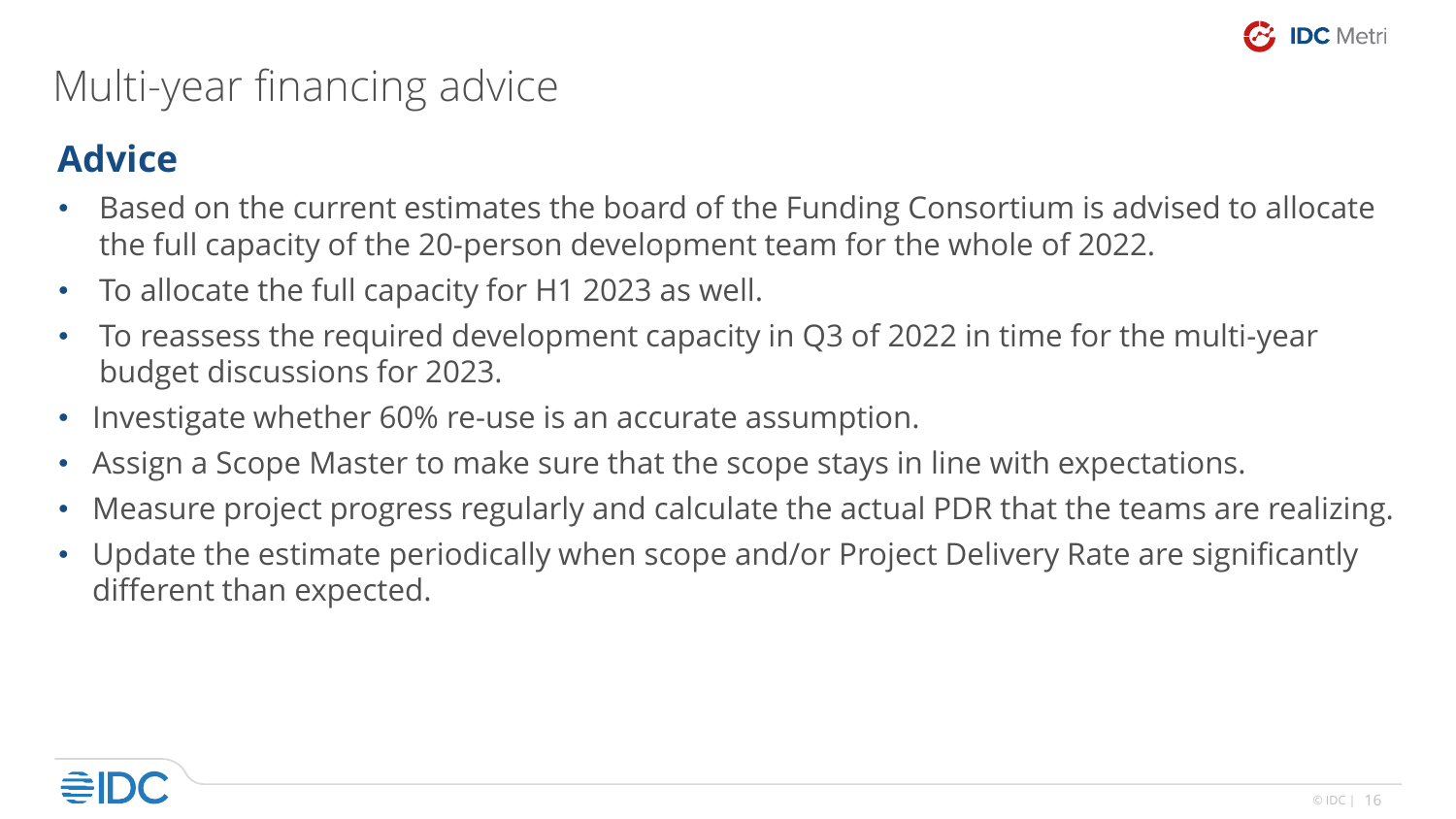# Multi-year financing advice

## Advice

- Based on the current estimates the board of the Funding Consortium is advised to allocate the full capacity of the 20-person development team for the whole of 2022.
- To allocate the full capacity for H1 2023 as well.
- To reassess the required development capacity in Q3 of 2022 in time for the multi-year budget discussions for 2023.
- Investigate whether 60% re-use is an accurate assumption.
- Assign a Scope Master to make sure that the scope stays in line with expectations.
- Measure project progress regularly and calculate the actual PDR that the teams are realizing.
- Update the estimate periodically when scope and/or Project Delivery Rate are significantly different than expected.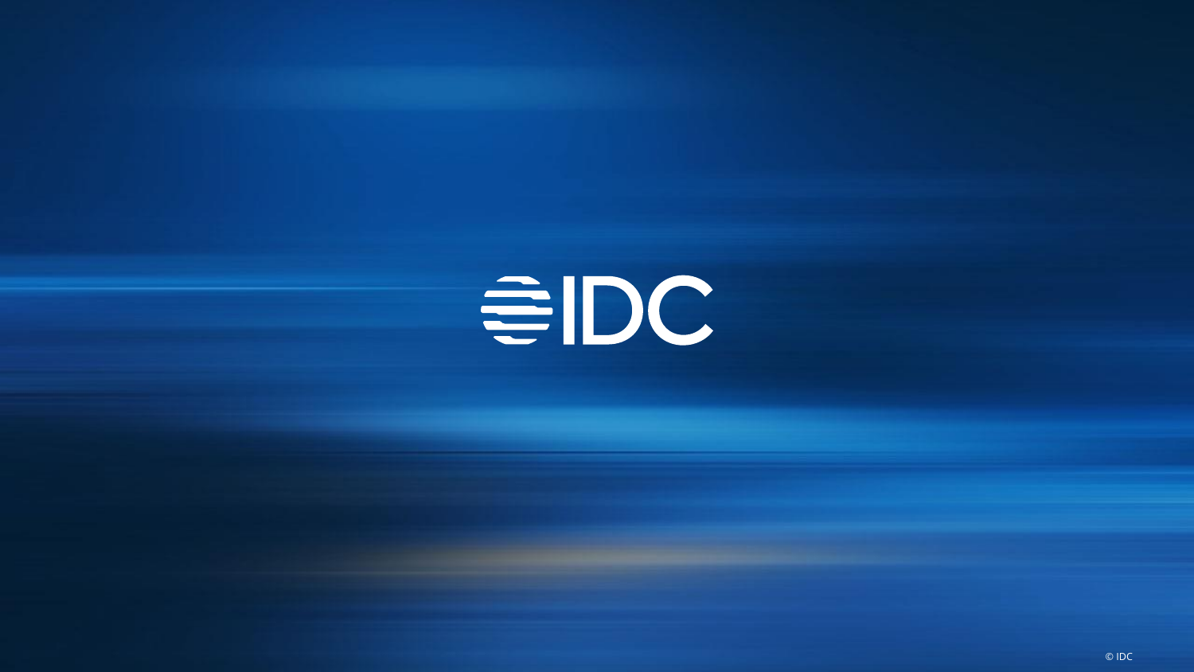IDC

© IDC